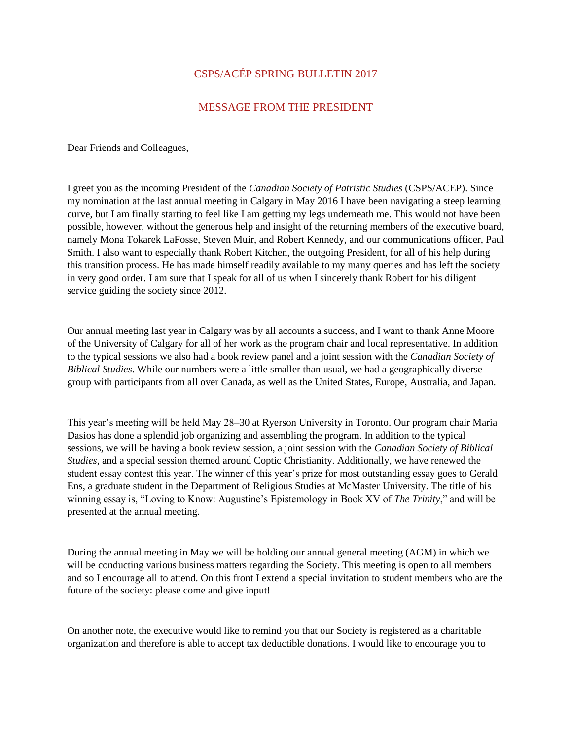# CSPS/ACÉP SPRING BULLETIN 2017

## MESSAGE FROM THE PRESIDENT

Dear Friends and Colleagues,

I greet you as the incoming President of the *Canadian Society of Patristic Studies* (CSPS/ACEP). Since my nomination at the last annual meeting in Calgary in May 2016 I have been navigating a steep learning curve, but I am finally starting to feel like I am getting my legs underneath me. This would not have been possible, however, without the generous help and insight of the returning members of the executive board, namely Mona Tokarek LaFosse, Steven Muir, and Robert Kennedy, and our communications officer, Paul Smith. I also want to especially thank Robert Kitchen, the outgoing President, for all of his help during this transition process. He has made himself readily available to my many queries and has left the society in very good order. I am sure that I speak for all of us when I sincerely thank Robert for his diligent service guiding the society since 2012.

Our annual meeting last year in Calgary was by all accounts a success, and I want to thank Anne Moore of the University of Calgary for all of her work as the program chair and local representative. In addition to the typical sessions we also had a book review panel and a joint session with the *Canadian Society of Biblical Studies*. While our numbers were a little smaller than usual, we had a geographically diverse group with participants from all over Canada, as well as the United States, Europe, Australia, and Japan.

This year's meeting will be held May 28–30 at Ryerson University in Toronto. Our program chair Maria Dasios has done a splendid job organizing and assembling the program. In addition to the typical sessions, we will be having a book review session, a joint session with the *Canadian Society of Biblical Studies*, and a special session themed around Coptic Christianity. Additionally, we have renewed the student essay contest this year. The winner of this year's prize for most outstanding essay goes to Gerald Ens, a graduate student in the Department of Religious Studies at McMaster University. The title of his winning essay is, "Loving to Know: Augustine's Epistemology in Book XV of *The Trinity*," and will be presented at the annual meeting.

During the annual meeting in May we will be holding our annual general meeting (AGM) in which we will be conducting various business matters regarding the Society. This meeting is open to all members and so I encourage all to attend. On this front I extend a special invitation to student members who are the future of the society: please come and give input!

On another note, the executive would like to remind you that our Society is registered as a charitable organization and therefore is able to accept tax deductible donations. I would like to encourage you to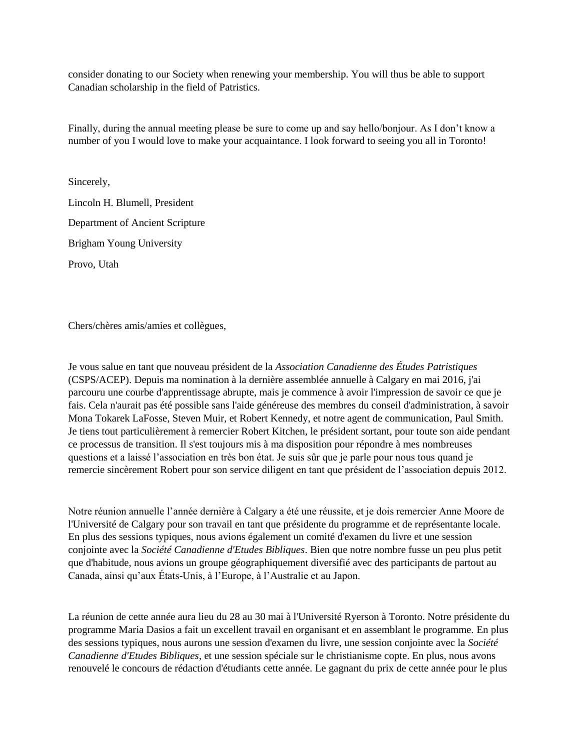consider donating to our Society when renewing your membership. You will thus be able to support Canadian scholarship in the field of Patristics.

Finally, during the annual meeting please be sure to come up and say hello/bonjour. As I don't know a number of you I would love to make your acquaintance. I look forward to seeing you all in Toronto!

Sincerely,

Lincoln H. Blumell, President

Department of Ancient Scripture

Brigham Young University

Provo, Utah

Chers/chères amis/amies et collègues,

Je vous salue en tant que nouveau président de la *Association Canadienne des Études Patristiques* (CSPS/ACEP). Depuis ma nomination à la dernière assemblée annuelle à Calgary en mai 2016, j'ai parcouru une courbe d'apprentissage abrupte, mais je commence à avoir l'impression de savoir ce que je fais. Cela n'aurait pas été possible sans l'aide généreuse des membres du conseil d'administration, à savoir Mona Tokarek LaFosse, Steven Muir, et Robert Kennedy, et notre agent de communication, Paul Smith. Je tiens tout particulièrement à remercier Robert Kitchen, le président sortant, pour toute son aide pendant ce processus de transition. Il s'est toujours mis à ma disposition pour répondre à mes nombreuses questions et a laissé l'association en très bon état. Je suis sûr que je parle pour nous tous quand je remercie sincèrement Robert pour son service diligent en tant que président de l'association depuis 2012.

Notre réunion annuelle l'année dernière à Calgary a été une réussite, et je dois remercier Anne Moore de l'Université de Calgary pour son travail en tant que présidente du programme et de représentante locale. En plus des sessions typiques, nous avions également un comité d'examen du livre et une session conjointe avec la *Société Canadienne d'Etudes Bibliques*. Bien que notre nombre fusse un peu plus petit que d'habitude, nous avions un groupe géographiquement diversifié avec des participants de partout au Canada, ainsi qu'aux États-Unis, à l'Europe, à l'Australie et au Japon.

La réunion de cette année aura lieu du 28 au 30 mai à l'Université Ryerson à Toronto. Notre présidente du programme Maria Dasios a fait un excellent travail en organisant et en assemblant le programme. En plus des sessions typiques, nous aurons une session d'examen du livre, une session conjointe avec la *Société Canadienne d'Etudes Bibliques*, et une session spéciale sur le christianisme copte. En plus, nous avons renouvelé le concours de rédaction d'étudiants cette année. Le gagnant du prix de cette année pour le plus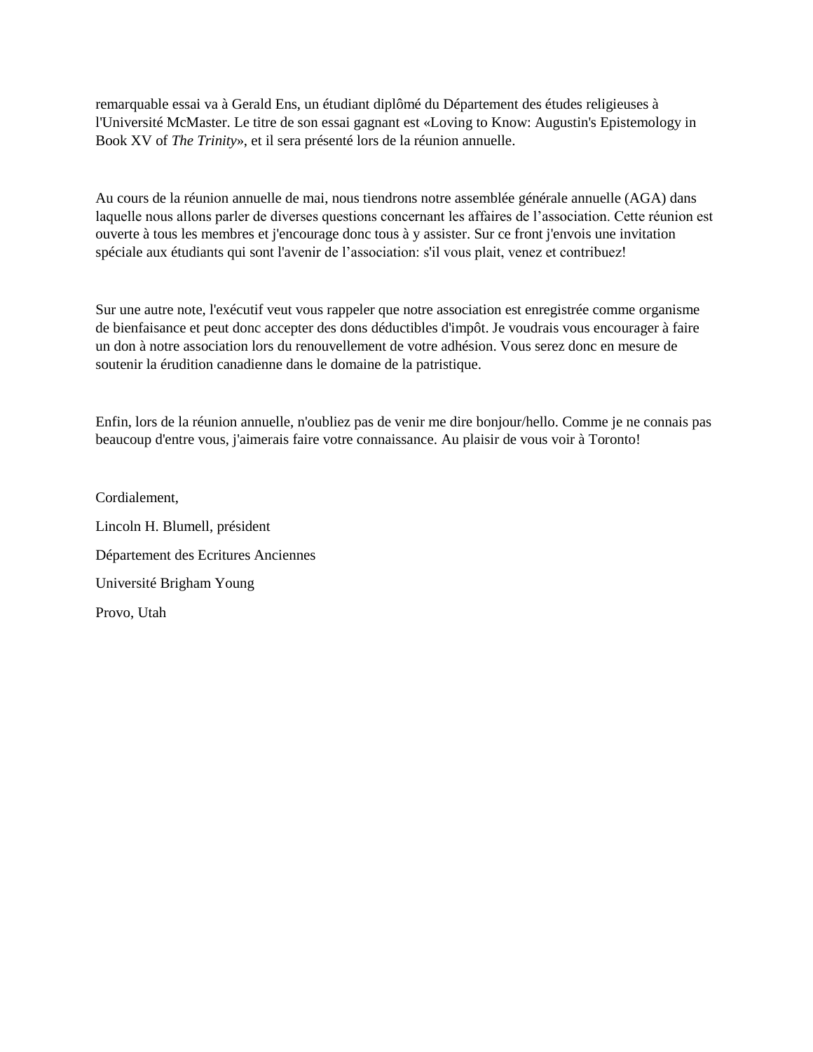remarquable essai va à Gerald Ens, un étudiant diplômé du Département des études religieuses à l'Université McMaster. Le titre de son essai gagnant est «Loving to Know: Augustin's Epistemology in Book XV of *The Trinity*», et il sera présenté lors de la réunion annuelle.

Au cours de la réunion annuelle de mai, nous tiendrons notre assemblée générale annuelle (AGA) dans laquelle nous allons parler de diverses questions concernant les affaires de l'association. Cette réunion est ouverte à tous les membres et j'encourage donc tous à y assister. Sur ce front j'envois une invitation spéciale aux étudiants qui sont l'avenir de l'association: s'il vous plait, venez et contribuez!

Sur une autre note, l'exécutif veut vous rappeler que notre association est enregistrée comme organisme de bienfaisance et peut donc accepter des dons déductibles d'impôt. Je voudrais vous encourager à faire un don à notre association lors du renouvellement de votre adhésion. Vous serez donc en mesure de soutenir la érudition canadienne dans le domaine de la patristique.

Enfin, lors de la réunion annuelle, n'oubliez pas de venir me dire bonjour/hello. Comme je ne connais pas beaucoup d'entre vous, j'aimerais faire votre connaissance. Au plaisir de vous voir à Toronto!

Cordialement,

Lincoln H. Blumell, président

Département des Ecritures Anciennes

Université Brigham Young

Provo, Utah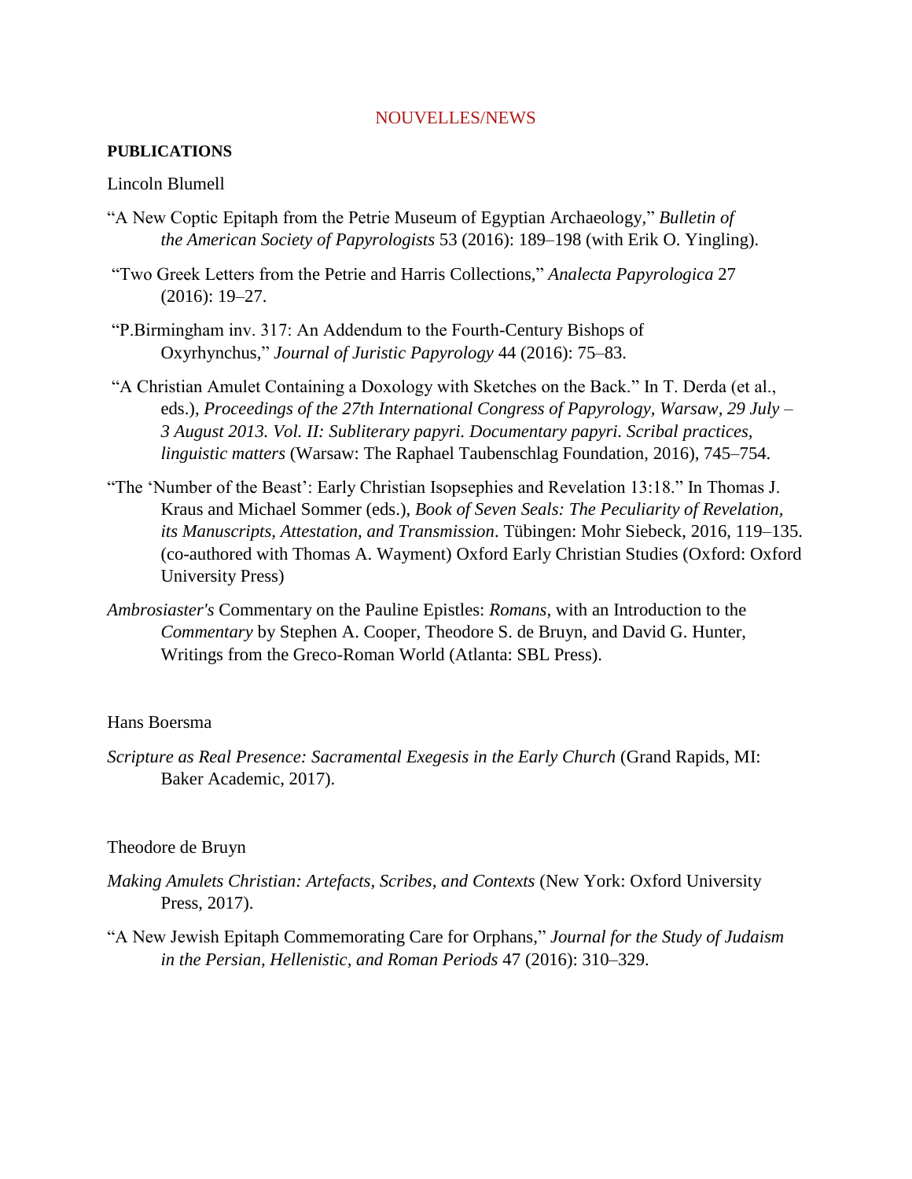NOUVELLES/NEWS

**PUBLICATIONS**

Lincoln Blumell

“A New Coptic Epitaph from the Petrie Museum of Egyptian Archaeology,” *Bulletin of the American Society of Papyrologists* 53 (2016): 189–198 (with Erik O. Yingling).

“Two Greek Letters from the Petrie and Harris Collections,” *Analecta Papyrologica* 27 (2016): 19–27.

“P.Birmingham inv. 317: An Addendum to the Fourth-Century Bishops of Oxyrhynchus,” *Journal of Juristic Papyrology* 44 (2016): 75–83.

“A Christian Amulet Containing a Doxology with Sketches on the Back.” In T. Derda (et al., eds.), *Proceedings of the 27th International Congress of Papyrology, Warsaw, 29 July – 3 August 2013. Vol. II: Subliterary papyri. Documentary papyri. Scribal practices, linguistic matters* (Warsaw: The Raphael Taubenschlag Foundation, 2016), 745–754.

“The ‘Number of the Beast’: Early Christian Isopsephies and Revelation 13:18.” In Thomas J. Kraus and Michael Sommer (eds.), *Book of Seven Seals: The Peculiarity of Revelation, its Manuscripts, Attestation, and Transmission*. Tübingen: Mohr Siebeck, 2016, 119–135. (co-authored with Thomas A. Wayment) Oxford Early Christian Studies (Oxford: Oxford University Press)

*Ambrosiaster's* Commentary on the Pauline Epistles: *Romans*, with an Introduction to the *Commentary* by Stephen A. Cooper, Theodore S. de Bruyn, and David G. Hunter, Writings from the Greco-Roman World (Atlanta: SBL Press).

Hans Boersma

*Scripture as Real Presence: Sacramental Exegesis in the Early Church* (Grand Rapids, MI: Baker Academic, 2017).

Theodore de Bruyn

*Making Amulets Christian: Artefacts, Scribes, and Contexts* (New York: Oxford University Press, 2017).

“A New Jewish Epitaph Commemorating Care for Orphans,” *Journal for the Study of Judaism in the Persian, Hellenistic, and Roman Periods* 47 (2016): 310–329.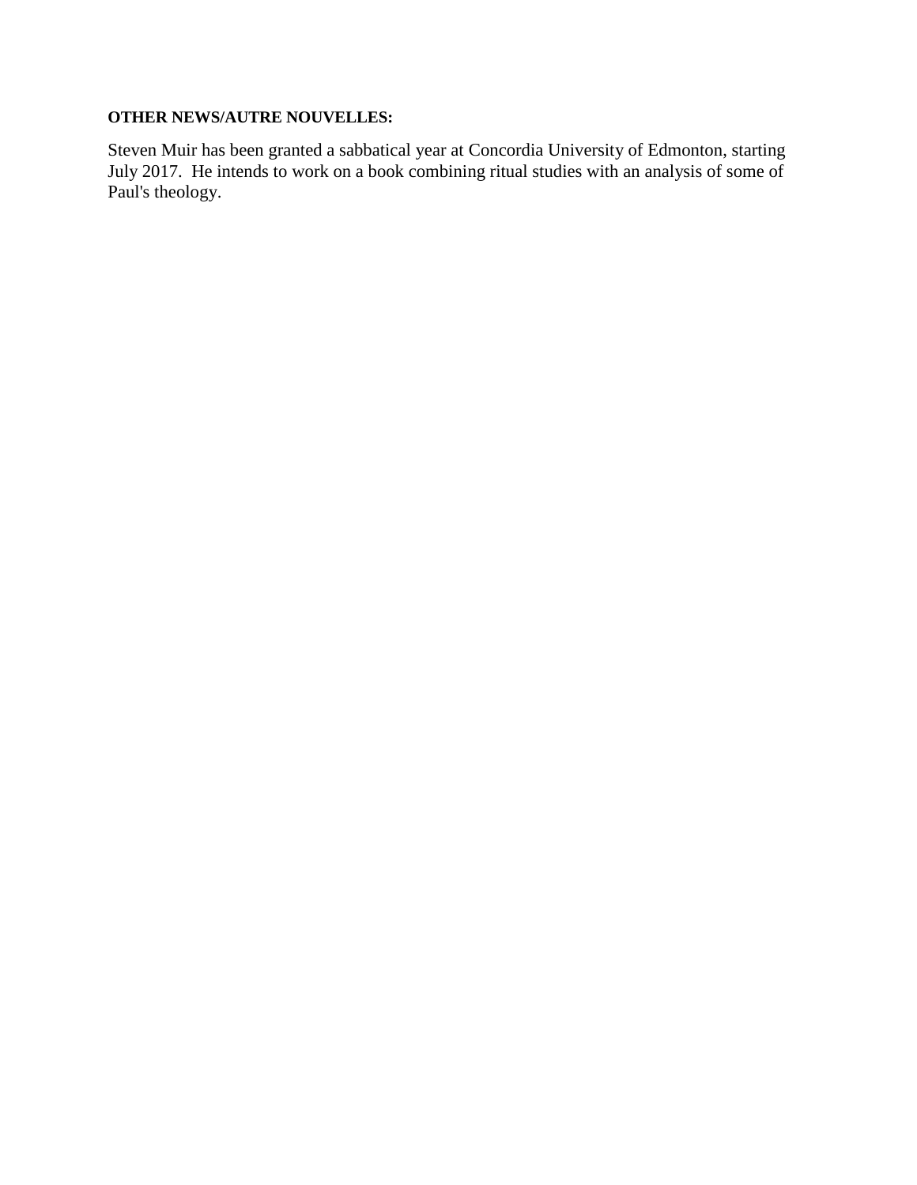**OTHER NEWS/AUTRE NOUVELLES:**

Steven Muir has been granted a sabbatical year at Concordia University of Edmonton, starting July 2017. He intends to work on a book combining ritual studies with an analysis of some of Paul's theology.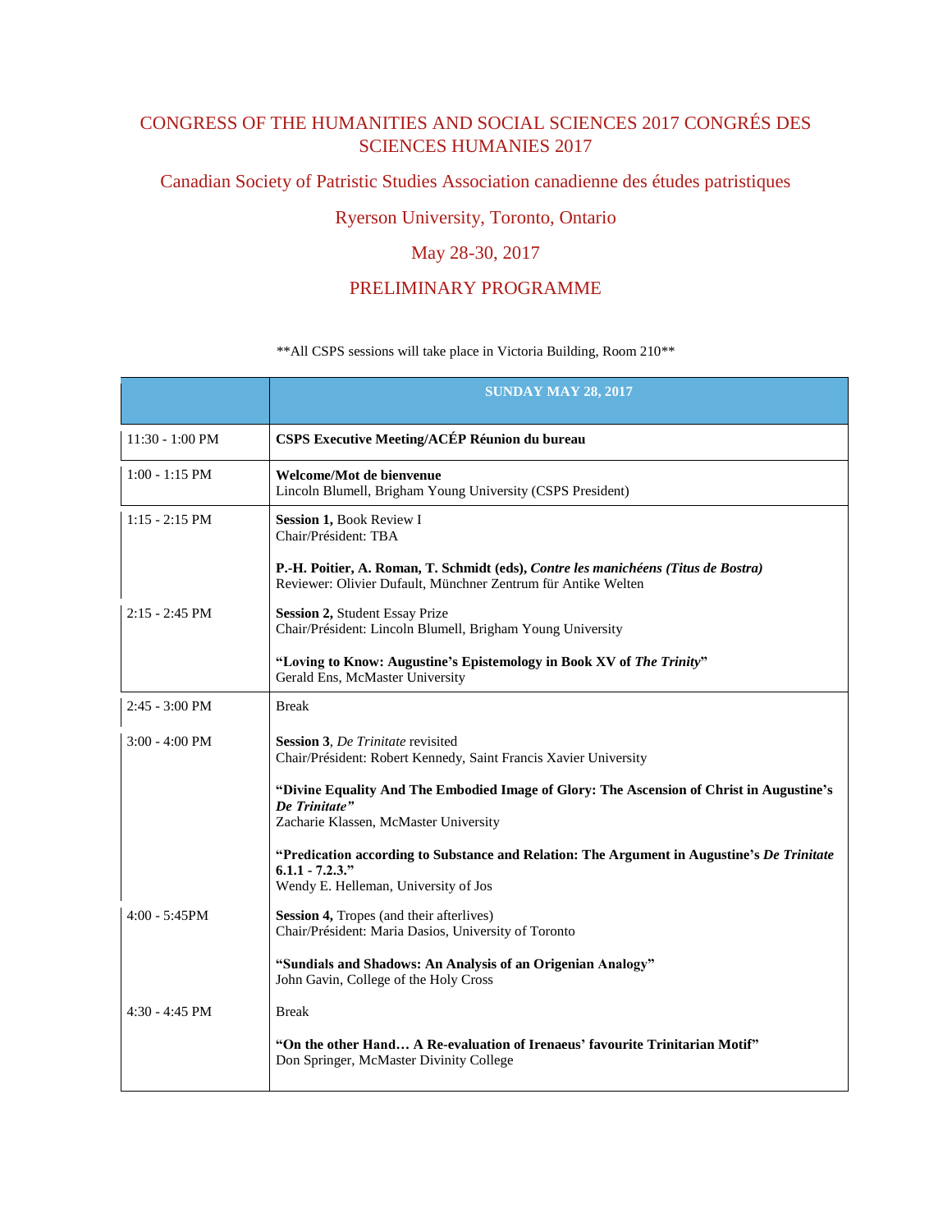CONGRESS OF THE HUMANITIES AND SOCIAL SCIENCES 2017 CONGRÉS DES SCIENCES HUMANIES 2017

Canadian Society of Patristic Studies Association canadienne des études patristiques

Ryerson University, Toronto, Ontario

May 28-30, 2017

PRELIMINARY PROGRAMME

**All CSPS sessions will take place in Victoria Building, Room 210**

| | **SUNDAY MAY 28, 2017** |
|---|---|
| 11:30 - 1:00 PM | **CSPS Executive Meeting/ACÉP Réunion du bureau** |
| 1:00 - 1:15 PM | **Welcome/Mot de bienvenue**<br>Lincoln Blumell, Brigham Young University (CSPS President) |
| 1:15 - 2:15 PM | **Session 1,** Book Review I<br>Chair/Président: TBA<br><br>**P.-H. Poitier, A. Roman, T. Schmidt (eds),** ***Contre les manichéens (Titus de Bostra)***<br>Reviewer: Olivier Dufault, Münchner Zentrum für Antike Welten |
| 2:15 - 2:45 PM | **Session 2,** Student Essay Prize<br>Chair/Président: Lincoln Blumell, Brigham Young University<br><br>**"Loving to Know: Augustine's Epistemology in Book XV of *The Trinity*"**<br>Gerald Ens, McMaster University |
| 2:45 - 3:00 PM | Break |
| 3:00 - 4:00 PM | **Session 3**, *De Trinitate* revisited<br>Chair/Président: Robert Kennedy, Saint Francis Xavier University<br><br>**"Divine Equality And The Embodied Image of Glory: The Ascension of Christ in Augustine's *De Trinitate*"**<br>Zacharie Klassen, McMaster University<br><br>**"Predication according to Substance and Relation: The Argument in Augustine's *De Trinitate* 6.1.1 - 7.2.3."**<br>Wendy E. Helleman, University of Jos |
| 4:00 - 5:45PM | **Session 4,** Tropes (and their afterlives)<br>Chair/Président: Maria Dasios, University of Toronto<br><br>**"Sundials and Shadows: An Analysis of an Origenian Analogy"**<br>John Gavin, College of the Holy Cross |
| 4:30 - 4:45 PM | Break<br><br>**"On the other Hand… A Re-evaluation of Irenaeus' favourite Trinitarian Motif"**<br>Don Springer, McMaster Divinity College |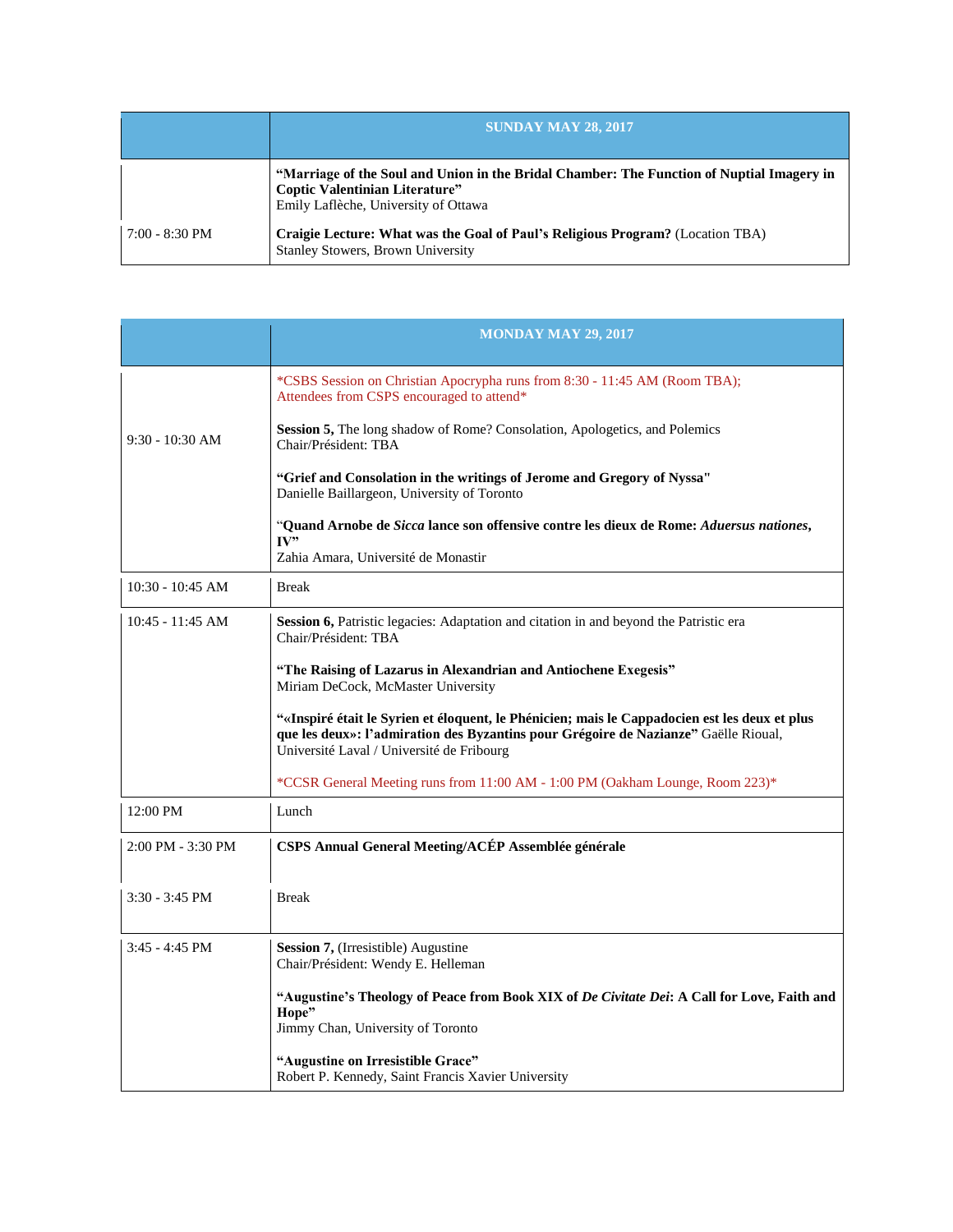| | SUNDAY MAY 28, 2017 |
|---|---|
| | **“Marriage of the Soul and Union in the Bridal Chamber: The Function of Nuptial Imagery in Coptic Valentinian Literature”**<br>Emily Laflèche, University of Ottawa |
| 7:00 - 8:30 PM | **Craigie Lecture: What was the Goal of Paul’s Religious Program?** (Location TBA)<br>Stanley Stowers, Brown University |

| | MONDAY MAY 29, 2017 |
|---|---|
| 9:30 - 10:30 AM | *CSBS Session on Christian Apocrypha runs from 8:30 - 11:45 AM (Room TBA); Attendees from CSPS encouraged to attend*<br><br>**Session 5,** The long shadow of Rome? Consolation, Apologetics, and Polemics<br>Chair/Président: TBA<br><br>**“Grief and Consolation in the writings of Jerome and Gregory of Nyssa"**<br>Danielle Baillargeon, University of Toronto<br><br>“**Quand Arnobe de *Sicca* lance son offensive contre les dieux de Rome: *Aduersus nationes*, IV”**<br>Zahia Amara, Université de Monastir |
| 10:30 - 10:45 AM | Break |
| 10:45 - 11:45 AM | **Session 6,** Patristic legacies: Adaptation and citation in and beyond the Patristic era<br>Chair/Président: TBA<br><br>**“The Raising of Lazarus in Alexandrian and Antiochene Exegesis”**<br>Miriam DeCock, McMaster University<br><br>**“«Inspiré était le Syrien et éloquent, le Phénicien; mais le Cappadocien est les deux et plus que les deux»: l’admiration des Byzantins pour Grégoire de Nazianze”** Gaëlle Rioual, Université Laval / Université de Fribourg<br><br>*CCSR General Meeting runs from 11:00 AM - 1:00 PM (Oakham Lounge, Room 223)* |
| 12:00 PM | Lunch |
| 2:00 PM - 3:30 PM | **CSPS Annual General Meeting/ACÉP Assemblée générale** |
| 3:30 - 3:45 PM | Break |
| 3:45 - 4:45 PM | **Session 7,** (Irresistible) Augustine<br>Chair/Président: Wendy E. Helleman<br><br>**“Augustine’s Theology of Peace from Book XIX of *De Civitate Dei*: A Call for Love, Faith and Hope”**<br>Jimmy Chan, University of Toronto<br><br>**“Augustine on Irresistible Grace”**<br>Robert P. Kennedy, Saint Francis Xavier University |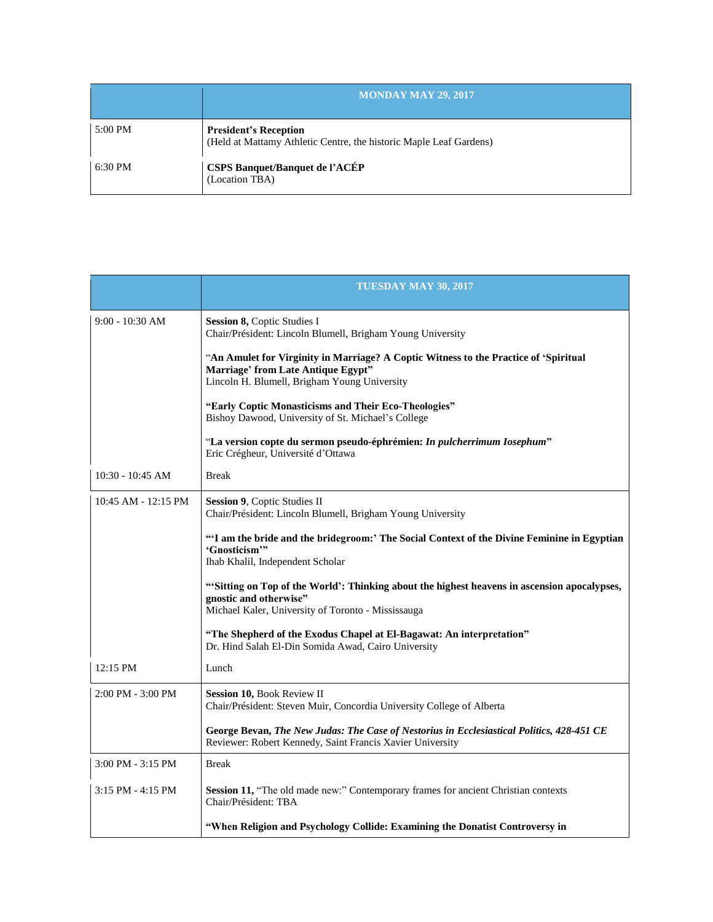| | MONDAY MAY 29, 2017 |
|---|---|
| 5:00 PM | **President's Reception**<br>(Held at Mattamy Athletic Centre, the historic Maple Leaf Gardens) |
| 6:30 PM | **CSPS Banquet/Banquet de l'ACÉP**<br>(Location TBA) |

| | TUESDAY MAY 30, 2017 |
|---|---|
| 9:00 - 10:30 AM | **Session 8,** Coptic Studies I<br>Chair/Président: Lincoln Blumell, Brigham Young University<br><br>"**An Amulet for Virginity in Marriage? A Coptic Witness to the Practice of 'Spiritual Marriage' from Late Antique Egypt"**<br>Lincoln H. Blumell, Brigham Young University<br><br>**"Early Coptic Monasticisms and Their Eco-Theologies"**<br>Bishoy Dawood, University of St. Michael's College<br><br>"**La version copte du sermon pseudo-éphrémien: *In pulcherrimum Iosephum*"**<br>Eric Crégheur, Université d'Ottawa |
| 10:30 - 10:45 AM | Break |
| 10:45 AM - 12:15 PM | **Session 9**, Coptic Studies II<br>Chair/Président: Lincoln Blumell, Brigham Young University<br><br>**"'I am the bride and the bridegroom:' The Social Context of the Divine Feminine in Egyptian 'Gnosticism'"**<br>Ihab Khalil, Independent Scholar<br><br>**"'Sitting on Top of the World': Thinking about the highest heavens in ascension apocalypses, gnostic and otherwise"**<br>Michael Kaler, University of Toronto - Mississauga<br><br>**"The Shepherd of the Exodus Chapel at El-Bagawat: An interpretation"**<br>Dr. Hind Salah El-Din Somida Awad, Cairo University |
| 12:15 PM | Lunch |
| 2:00 PM - 3:00 PM | **Session 10,** Book Review II<br>Chair/Président: Steven Muir, Concordia University College of Alberta<br><br>**George Bevan, *The New Judas: The Case of Nestorius in Ecclesiastical Politics, 428-451 CE***<br>Reviewer: Robert Kennedy, Saint Francis Xavier University |
| 3:00 PM - 3:15 PM | Break |
| 3:15 PM - 4:15 PM | **Session 11,** "The old made new:" Contemporary frames for ancient Christian contexts<br>Chair/Président: TBA<br><br>**"When Religion and Psychology Collide: Examining the Donatist Controversy in** |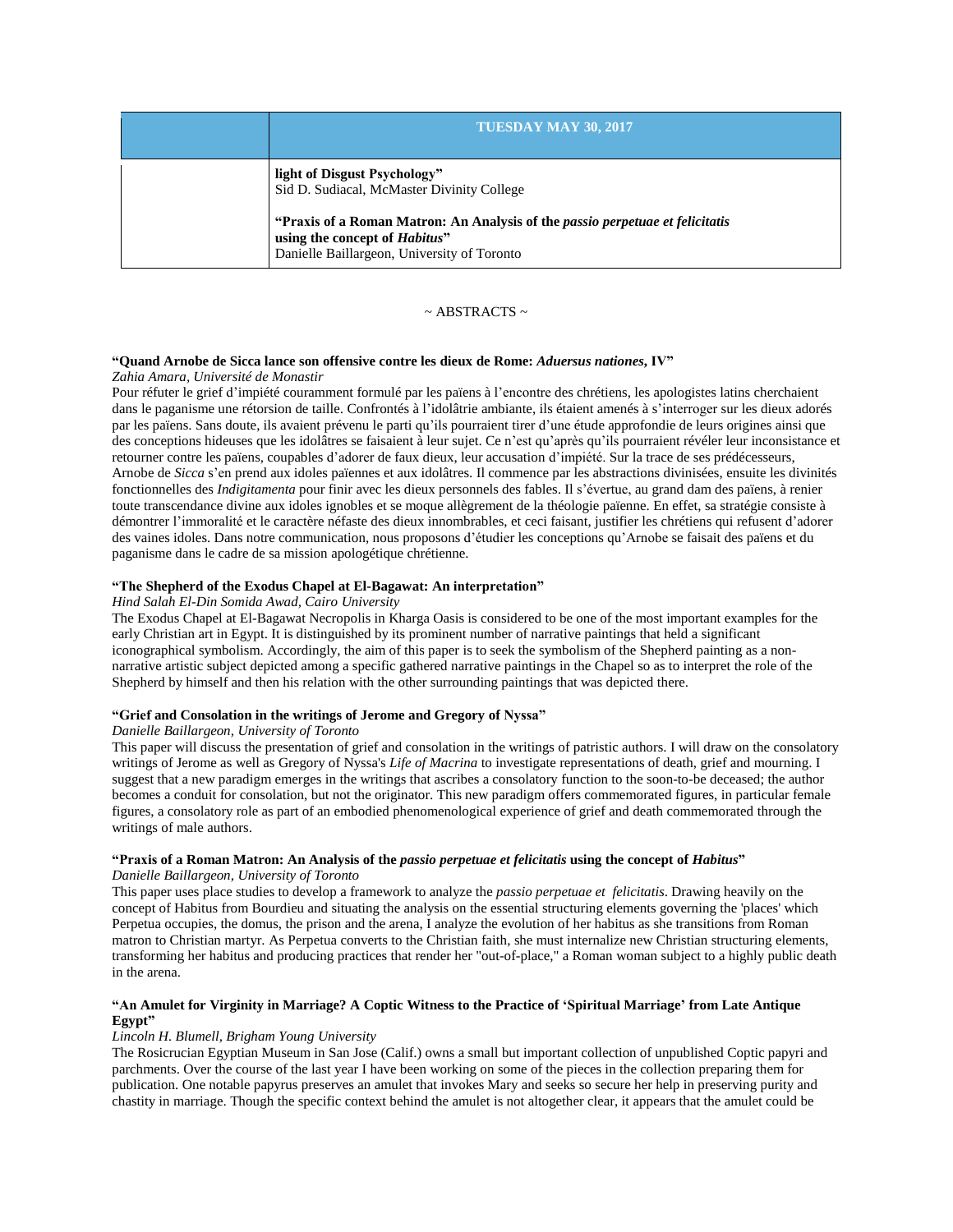| | TUESDAY MAY 30, 2017 |
|---|---|
| | **light of Disgust Psychology"**<br>Sid D. Sudiacal, McMaster Divinity College<br><br>**"Praxis of a Roman Matron: An Analysis of the *passio perpetuae et felicitatis* using the concept of *Habitus*"**<br>Danielle Baillargeon, University of Toronto |

~ ABSTRACTS ~

**"Quand Arnobe de Sicca lance son offensive contre les dieux de Rome: *Aduersus nationes*, IV"**
*Zahia Amara, Université de Monastir*
Pour réfuter le grief d'impiété couramment formulé par les païens à l'encontre des chrétiens, les apologistes latins cherchaient dans le paganisme une rétorsion de taille. Confrontés à l'idolâtrie ambiante, ils étaient amenés à s'interroger sur les dieux adorés par les païens. Sans doute, ils avaient prévenu le parti qu'ils pourraient tirer d'une étude approfondie de leurs origines ainsi que des conceptions hideuses que les idolâtres se faisaient à leur sujet. Ce n'est qu'après qu'ils pourraient révéler leur inconsistance et retourner contre les païens, coupables d'adorer de faux dieux, leur accusation d'impiété. Sur la trace de ses prédécesseurs, Arnobe de *Sicca* s'en prend aux idoles païennes et aux idolâtres. Il commence par les abstractions divinisées, ensuite les divinités fonctionnelles des *Indigitamenta* pour finir avec les dieux personnels des fables. Il s'évertue, au grand dam des païens, à renier toute transcendance divine aux idoles ignobles et se moque allègrement de la théologie païenne. En effet, sa stratégie consiste à démontrer l'immoralité et le caractère néfaste des dieux innombrables, et ceci faisant, justifier les chrétiens qui refusent d'adorer des vaines idoles. Dans notre communication, nous proposons d'étudier les conceptions qu'Arnobe se faisait des païens et du paganisme dans le cadre de sa mission apologétique chrétienne.

**"The Shepherd of the Exodus Chapel at El-Bagawat: An interpretation"**
*Hind Salah El-Din Somida Awad, Cairo University*
The Exodus Chapel at El-Bagawat Necropolis in Kharga Oasis is considered to be one of the most important examples for the early Christian art in Egypt. It is distinguished by its prominent number of narrative paintings that held a significant iconographical symbolism. Accordingly, the aim of this paper is to seek the symbolism of the Shepherd painting as a non-narrative artistic subject depicted among a specific gathered narrative paintings in the Chapel so as to interpret the role of the Shepherd by himself and then his relation with the other surrounding paintings that was depicted there.

**"Grief and Consolation in the writings of Jerome and Gregory of Nyssa"**
*Danielle Baillargeon, University of Toronto*
This paper will discuss the presentation of grief and consolation in the writings of patristic authors. I will draw on the consolatory writings of Jerome as well as Gregory of Nyssa's *Life of Macrina* to investigate representations of death, grief and mourning. I suggest that a new paradigm emerges in the writings that ascribes a consolatory function to the soon-to-be deceased; the author becomes a conduit for consolation, but not the originator. This new paradigm offers commemorated figures, in particular female figures, a consolatory role as part of an embodied phenomenological experience of grief and death commemorated through the writings of male authors.

**"Praxis of a Roman Matron: An Analysis of the *passio perpetuae et felicitatis* using the concept of *Habitus*"**
*Danielle Baillargeon, University of Toronto*
This paper uses place studies to develop a framework to analyze the *passio perpetuae et felicitatis*. Drawing heavily on the concept of Habitus from Bourdieu and situating the analysis on the essential structuring elements governing the 'places' which Perpetua occupies, the domus, the prison and the arena, I analyze the evolution of her habitus as she transitions from Roman matron to Christian martyr. As Perpetua converts to the Christian faith, she must internalize new Christian structuring elements, transforming her habitus and producing practices that render her "out-of-place," a Roman woman subject to a highly public death in the arena.

**"An Amulet for Virginity in Marriage? A Coptic Witness to the Practice of 'Spiritual Marriage' from Late Antique Egypt"**
*Lincoln H. Blumell, Brigham Young University*
The Rosicrucian Egyptian Museum in San Jose (Calif.) owns a small but important collection of unpublished Coptic papyri and parchments. Over the course of the last year I have been working on some of the pieces in the collection preparing them for publication. One notable papyrus preserves an amulet that invokes Mary and seeks so secure her help in preserving purity and chastity in marriage. Though the specific context behind the amulet is not altogether clear, it appears that the amulet could be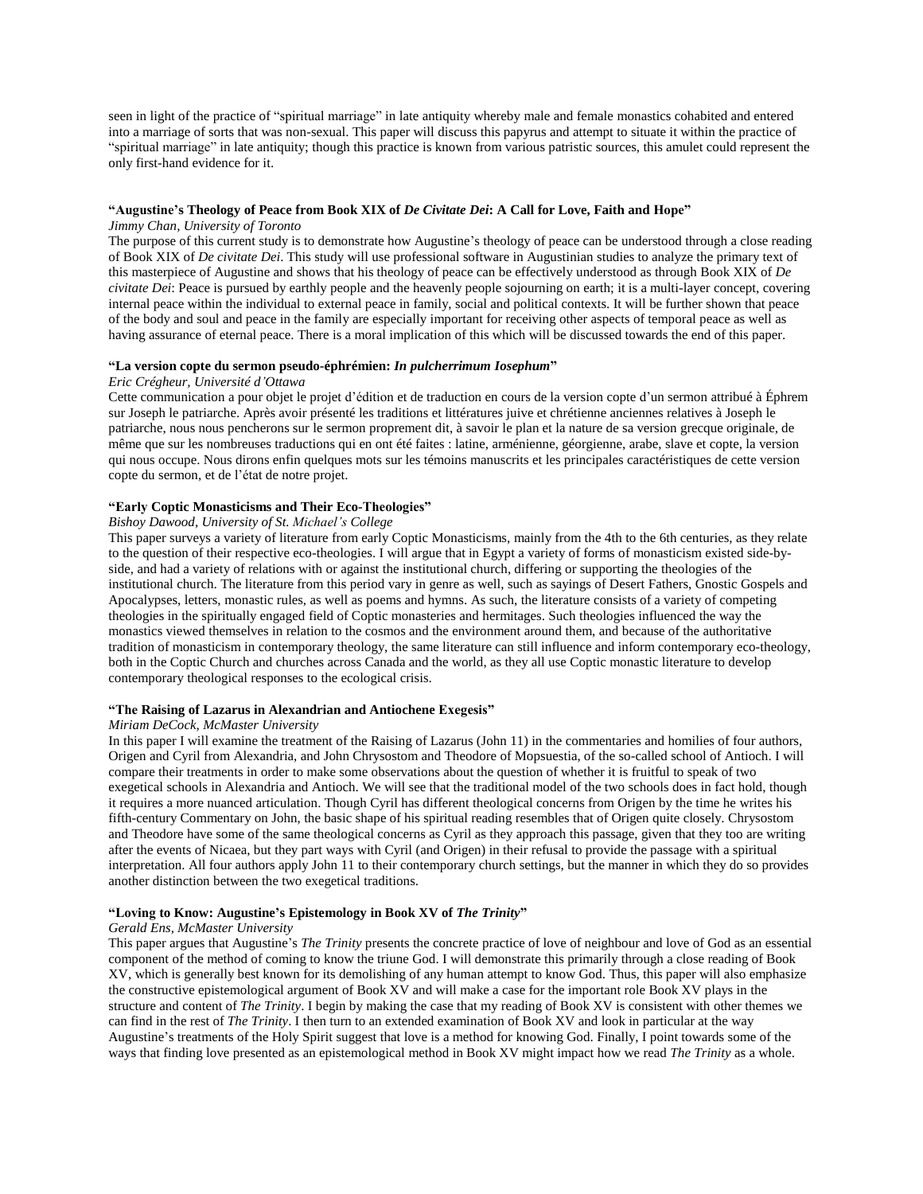seen in light of the practice of "spiritual marriage" in late antiquity whereby male and female monastics cohabited and entered into a marriage of sorts that was non-sexual. This paper will discuss this papyrus and attempt to situate it within the practice of "spiritual marriage" in late antiquity; though this practice is known from various patristic sources, this amulet could represent the only first-hand evidence for it.

**"Augustine's Theology of Peace from Book XIX of *De Civitate Dei*: A Call for Love, Faith and Hope"**

*Jimmy Chan, University of Toronto*

The purpose of this current study is to demonstrate how Augustine's theology of peace can be understood through a close reading of Book XIX of *De civitate Dei*. This study will use professional software in Augustinian studies to analyze the primary text of this masterpiece of Augustine and shows that his theology of peace can be effectively understood as through Book XIX of *De civitate Dei*: Peace is pursued by earthly people and the heavenly people sojourning on earth; it is a multi-layer concept, covering internal peace within the individual to external peace in family, social and political contexts. It will be further shown that peace of the body and soul and peace in the family are especially important for receiving other aspects of temporal peace as well as having assurance of eternal peace. There is a moral implication of this which will be discussed towards the end of this paper.

**"La version copte du sermon pseudo-éphrémien: *In pulcherrimum Iosephum*"**

*Eric Crégheur, Université d'Ottawa*

Cette communication a pour objet le projet d'édition et de traduction en cours de la version copte d'un sermon attribué à Éphrem sur Joseph le patriarche. Après avoir présenté les traditions et littératures juive et chrétienne anciennes relatives à Joseph le patriarche, nous nous pencherons sur le sermon proprement dit, à savoir le plan et la nature de sa version grecque originale, de même que sur les nombreuses traductions qui en ont été faites : latine, arménienne, géorgienne, arabe, slave et copte, la version qui nous occupe. Nous dirons enfin quelques mots sur les témoins manuscrits et les principales caractéristiques de cette version copte du sermon, et de l'état de notre projet.

**"Early Coptic Monasticisms and Their Eco-Theologies"**

*Bishoy Dawood, University of St. Michael's College*

This paper surveys a variety of literature from early Coptic Monasticisms, mainly from the 4th to the 6th centuries, as they relate to the question of their respective eco-theologies. I will argue that in Egypt a variety of forms of monasticism existed side-by-side, and had a variety of relations with or against the institutional church, differing or supporting the theologies of the institutional church. The literature from this period vary in genre as well, such as sayings of Desert Fathers, Gnostic Gospels and Apocalypses, letters, monastic rules, as well as poems and hymns. As such, the literature consists of a variety of competing theologies in the spiritually engaged field of Coptic monasteries and hermitages. Such theologies influenced the way the monastics viewed themselves in relation to the cosmos and the environment around them, and because of the authoritative tradition of monasticism in contemporary theology, the same literature can still influence and inform contemporary eco-theology, both in the Coptic Church and churches across Canada and the world, as they all use Coptic monastic literature to develop contemporary theological responses to the ecological crisis.

**"The Raising of Lazarus in Alexandrian and Antiochene Exegesis"**

*Miriam DeCock, McMaster University*

In this paper I will examine the treatment of the Raising of Lazarus (John 11) in the commentaries and homilies of four authors, Origen and Cyril from Alexandria, and John Chrysostom and Theodore of Mopsuestia, of the so-called school of Antioch. I will compare their treatments in order to make some observations about the question of whether it is fruitful to speak of two exegetical schools in Alexandria and Antioch. We will see that the traditional model of the two schools does in fact hold, though it requires a more nuanced articulation. Though Cyril has different theological concerns from Origen by the time he writes his fifth-century Commentary on John, the basic shape of his spiritual reading resembles that of Origen quite closely. Chrysostom and Theodore have some of the same theological concerns as Cyril as they approach this passage, given that they too are writing after the events of Nicaea, but they part ways with Cyril (and Origen) in their refusal to provide the passage with a spiritual interpretation. All four authors apply John 11 to their contemporary church settings, but the manner in which they do so provides another distinction between the two exegetical traditions.

**"Loving to Know: Augustine's Epistemology in Book XV of *The Trinity*"**

*Gerald Ens, McMaster University*

This paper argues that Augustine's *The Trinity* presents the concrete practice of love of neighbour and love of God as an essential component of the method of coming to know the triune God. I will demonstrate this primarily through a close reading of Book XV, which is generally best known for its demolishing of any human attempt to know God. Thus, this paper will also emphasize the constructive epistemological argument of Book XV and will make a case for the important role Book XV plays in the structure and content of *The Trinity*. I begin by making the case that my reading of Book XV is consistent with other themes we can find in the rest of *The Trinity*. I then turn to an extended examination of Book XV and look in particular at the way Augustine's treatments of the Holy Spirit suggest that love is a method for knowing God. Finally, I point towards some of the ways that finding love presented as an epistemological method in Book XV might impact how we read *The Trinity* as a whole.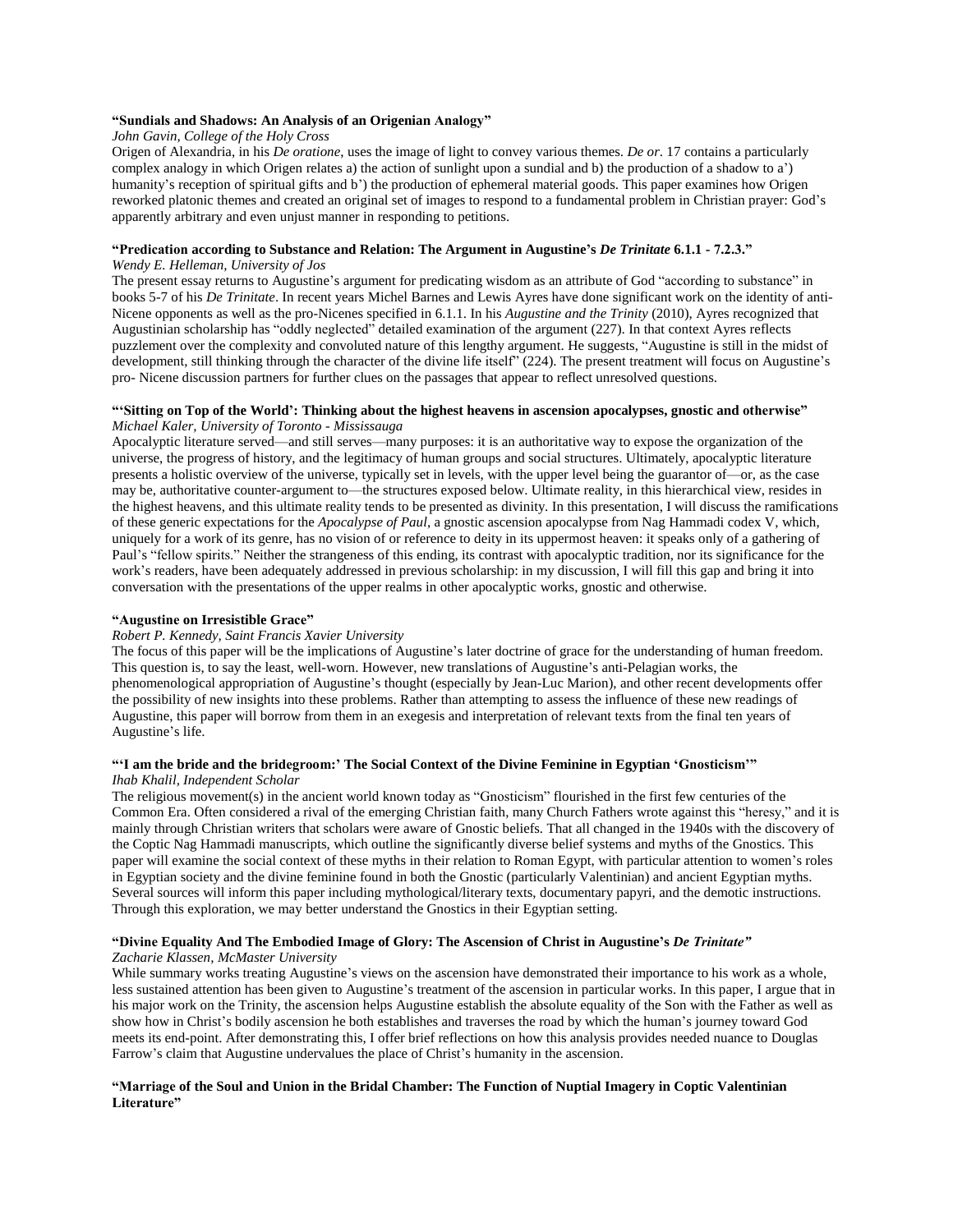**"Sundials and Shadows: An Analysis of an Origenian Analogy"**

*John Gavin, College of the Holy Cross*

Origen of Alexandria, in his *De oratione*, uses the image of light to convey various themes. *De or.* 17 contains a particularly complex analogy in which Origen relates a) the action of sunlight upon a sundial and b) the production of a shadow to a') humanity's reception of spiritual gifts and b') the production of ephemeral material goods. This paper examines how Origen reworked platonic themes and created an original set of images to respond to a fundamental problem in Christian prayer: God's apparently arbitrary and even unjust manner in responding to petitions.

**"Predication according to Substance and Relation: The Argument in Augustine's *De Trinitate* 6.1.1 - 7.2.3."**

*Wendy E. Helleman, University of Jos*

The present essay returns to Augustine's argument for predicating wisdom as an attribute of God "according to substance" in books 5-7 of his *De Trinitate*. In recent years Michel Barnes and Lewis Ayres have done significant work on the identity of anti-Nicene opponents as well as the pro-Nicenes specified in 6.1.1. In his *Augustine and the Trinity* (2010), Ayres recognized that Augustinian scholarship has "oddly neglected" detailed examination of the argument (227). In that context Ayres reflects puzzlement over the complexity and convoluted nature of this lengthy argument. He suggests, "Augustine is still in the midst of development, still thinking through the character of the divine life itself" (224). The present treatment will focus on Augustine's pro- Nicene discussion partners for further clues on the passages that appear to reflect unresolved questions.

**"'Sitting on Top of the World': Thinking about the highest heavens in ascension apocalypses, gnostic and otherwise"**

*Michael Kaler, University of Toronto - Mississauga*

Apocalyptic literature served—and still serves—many purposes: it is an authoritative way to expose the organization of the universe, the progress of history, and the legitimacy of human groups and social structures. Ultimately, apocalyptic literature presents a holistic overview of the universe, typically set in levels, with the upper level being the guarantor of—or, as the case may be, authoritative counter-argument to—the structures exposed below. Ultimate reality, in this hierarchical view, resides in the highest heavens, and this ultimate reality tends to be presented as divinity. In this presentation, I will discuss the ramifications of these generic expectations for the *Apocalypse of Paul*, a gnostic ascension apocalypse from Nag Hammadi codex V, which, uniquely for a work of its genre, has no vision of or reference to deity in its uppermost heaven: it speaks only of a gathering of Paul's "fellow spirits." Neither the strangeness of this ending, its contrast with apocalyptic tradition, nor its significance for the work's readers, have been adequately addressed in previous scholarship: in my discussion, I will fill this gap and bring it into conversation with the presentations of the upper realms in other apocalyptic works, gnostic and otherwise.

**"Augustine on Irresistible Grace"**

*Robert P. Kennedy, Saint Francis Xavier University*

The focus of this paper will be the implications of Augustine's later doctrine of grace for the understanding of human freedom. This question is, to say the least, well-worn. However, new translations of Augustine's anti-Pelagian works, the phenomenological appropriation of Augustine's thought (especially by Jean-Luc Marion), and other recent developments offer the possibility of new insights into these problems. Rather than attempting to assess the influence of these new readings of Augustine, this paper will borrow from them in an exegesis and interpretation of relevant texts from the final ten years of Augustine's life.

**"'I am the bride and the bridegroom:' The Social Context of the Divine Feminine in Egyptian 'Gnosticism'"**

*Ihab Khalil, Independent Scholar*

The religious movement(s) in the ancient world known today as "Gnosticism" flourished in the first few centuries of the Common Era. Often considered a rival of the emerging Christian faith, many Church Fathers wrote against this "heresy," and it is mainly through Christian writers that scholars were aware of Gnostic beliefs. That all changed in the 1940s with the discovery of the Coptic Nag Hammadi manuscripts, which outline the significantly diverse belief systems and myths of the Gnostics. This paper will examine the social context of these myths in their relation to Roman Egypt, with particular attention to women's roles in Egyptian society and the divine feminine found in both the Gnostic (particularly Valentinian) and ancient Egyptian myths. Several sources will inform this paper including mythological/literary texts, documentary papyri, and the demotic instructions. Through this exploration, we may better understand the Gnostics in their Egyptian setting.

**"Divine Equality And The Embodied Image of Glory: The Ascension of Christ in Augustine's *De Trinitate*"**

*Zacharie Klassen, McMaster University*

While summary works treating Augustine's views on the ascension have demonstrated their importance to his work as a whole, less sustained attention has been given to Augustine's treatment of the ascension in particular works. In this paper, I argue that in his major work on the Trinity, the ascension helps Augustine establish the absolute equality of the Son with the Father as well as show how in Christ's bodily ascension he both establishes and traverses the road by which the human's journey toward God meets its end-point. After demonstrating this, I offer brief reflections on how this analysis provides needed nuance to Douglas Farrow's claim that Augustine undervalues the place of Christ's humanity in the ascension.

**"Marriage of the Soul and Union in the Bridal Chamber: The Function of Nuptial Imagery in Coptic Valentinian Literature"**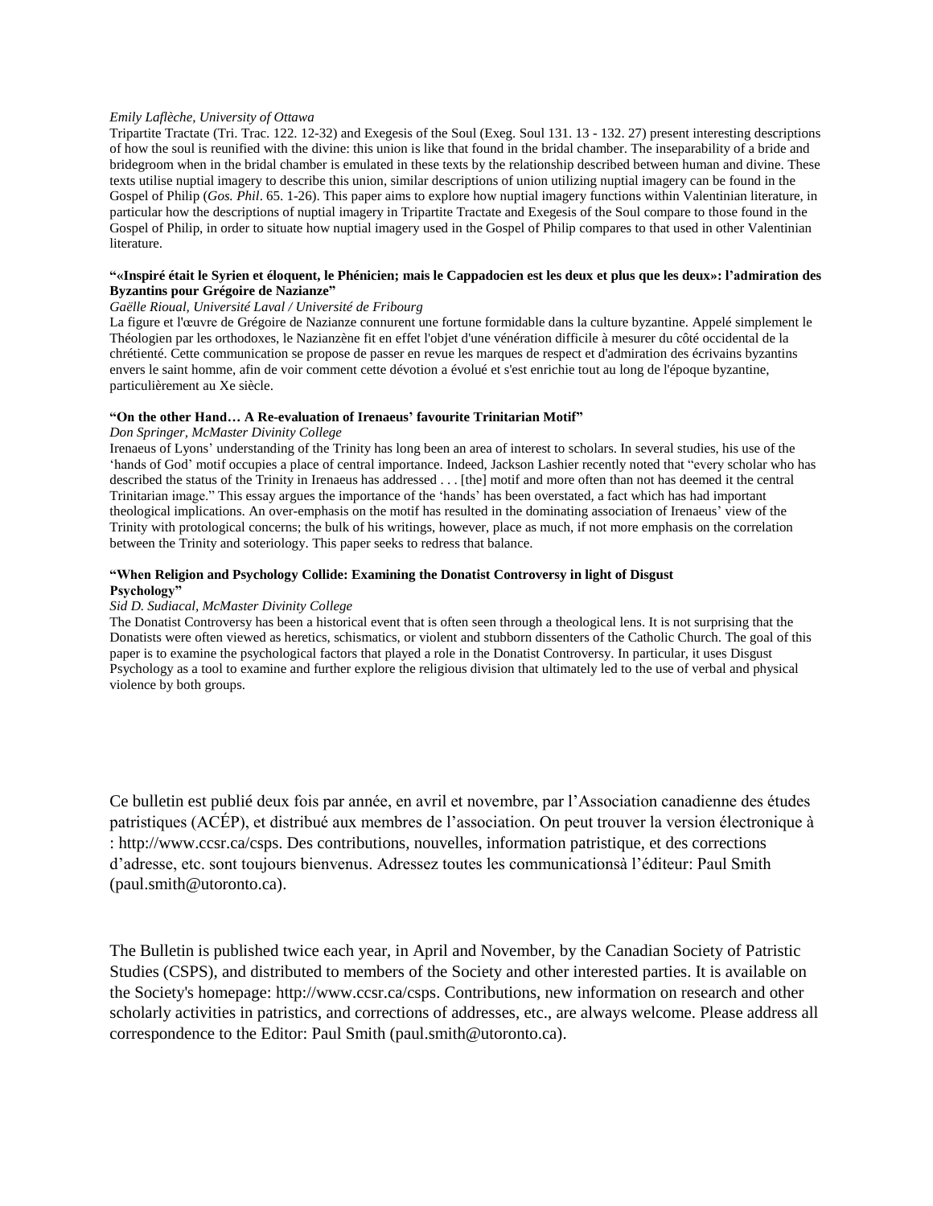*Emily Laflèche, University of Ottawa*

Tripartite Tractate (Tri. Trac. 122. 12-32) and Exegesis of the Soul (Exeg. Soul 131. 13 - 132. 27) present interesting descriptions of how the soul is reunified with the divine: this union is like that found in the bridal chamber. The inseparability of a bride and bridegroom when in the bridal chamber is emulated in these texts by the relationship described between human and divine. These texts utilise nuptial imagery to describe this union, similar descriptions of union utilizing nuptial imagery can be found in the Gospel of Philip (*Gos. Phil*. 65. 1-26). This paper aims to explore how nuptial imagery functions within Valentinian literature, in particular how the descriptions of nuptial imagery in Tripartite Tractate and Exegesis of the Soul compare to those found in the Gospel of Philip, in order to situate how nuptial imagery used in the Gospel of Philip compares to that used in other Valentinian literature.

**"«Inspiré était le Syrien et éloquent, le Phénicien; mais le Cappadocien est les deux et plus que les deux»: l'admiration des Byzantins pour Grégoire de Nazianze"**

*Gaëlle Rioual, Université Laval / Université de Fribourg*

La figure et l'œuvre de Grégoire de Nazianze connurent une fortune formidable dans la culture byzantine. Appelé simplement le Théologien par les orthodoxes, le Nazianzène fit en effet l'objet d'une vénération difficile à mesurer du côté occidental de la chrétienté. Cette communication se propose de passer en revue les marques de respect et d'admiration des écrivains byzantins envers le saint homme, afin de voir comment cette dévotion a évolué et s'est enrichie tout au long de l'époque byzantine, particulièrement au Xe siècle.

**"On the other Hand… A Re-evaluation of Irenaeus' favourite Trinitarian Motif"**

*Don Springer, McMaster Divinity College*

Irenaeus of Lyons' understanding of the Trinity has long been an area of interest to scholars. In several studies, his use of the 'hands of God' motif occupies a place of central importance. Indeed, Jackson Lashier recently noted that "every scholar who has described the status of the Trinity in Irenaeus has addressed . . . [the] motif and more often than not has deemed it the central Trinitarian image." This essay argues the importance of the 'hands' has been overstated, a fact which has had important theological implications. An over-emphasis on the motif has resulted in the dominating association of Irenaeus' view of the Trinity with protological concerns; the bulk of his writings, however, place as much, if not more emphasis on the correlation between the Trinity and soteriology. This paper seeks to redress that balance.

**"When Religion and Psychology Collide: Examining the Donatist Controversy in light of Disgust Psychology"**

*Sid D. Sudiacal, McMaster Divinity College*

The Donatist Controversy has been a historical event that is often seen through a theological lens. It is not surprising that the Donatists were often viewed as heretics, schismatics, or violent and stubborn dissenters of the Catholic Church. The goal of this paper is to examine the psychological factors that played a role in the Donatist Controversy. In particular, it uses Disgust Psychology as a tool to examine and further explore the religious division that ultimately led to the use of verbal and physical violence by both groups.

Ce bulletin est publié deux fois par année, en avril et novembre, par l'Association canadienne des études patristiques (ACÉP), et distribué aux membres de l'association. On peut trouver la version électronique à : http://www.ccsr.ca/csps. Des contributions, nouvelles, information patristique, et des corrections d'adresse, etc. sont toujours bienvenus. Adressez toutes les communicationsà l'éditeur: Paul Smith (paul.smith@utoronto.ca).

The Bulletin is published twice each year, in April and November, by the Canadian Society of Patristic Studies (CSPS), and distributed to members of the Society and other interested parties. It is available on the Society's homepage: http://www.ccsr.ca/csps. Contributions, new information on research and other scholarly activities in patristics, and corrections of addresses, etc., are always welcome. Please address all correspondence to the Editor: Paul Smith (paul.smith@utoronto.ca).